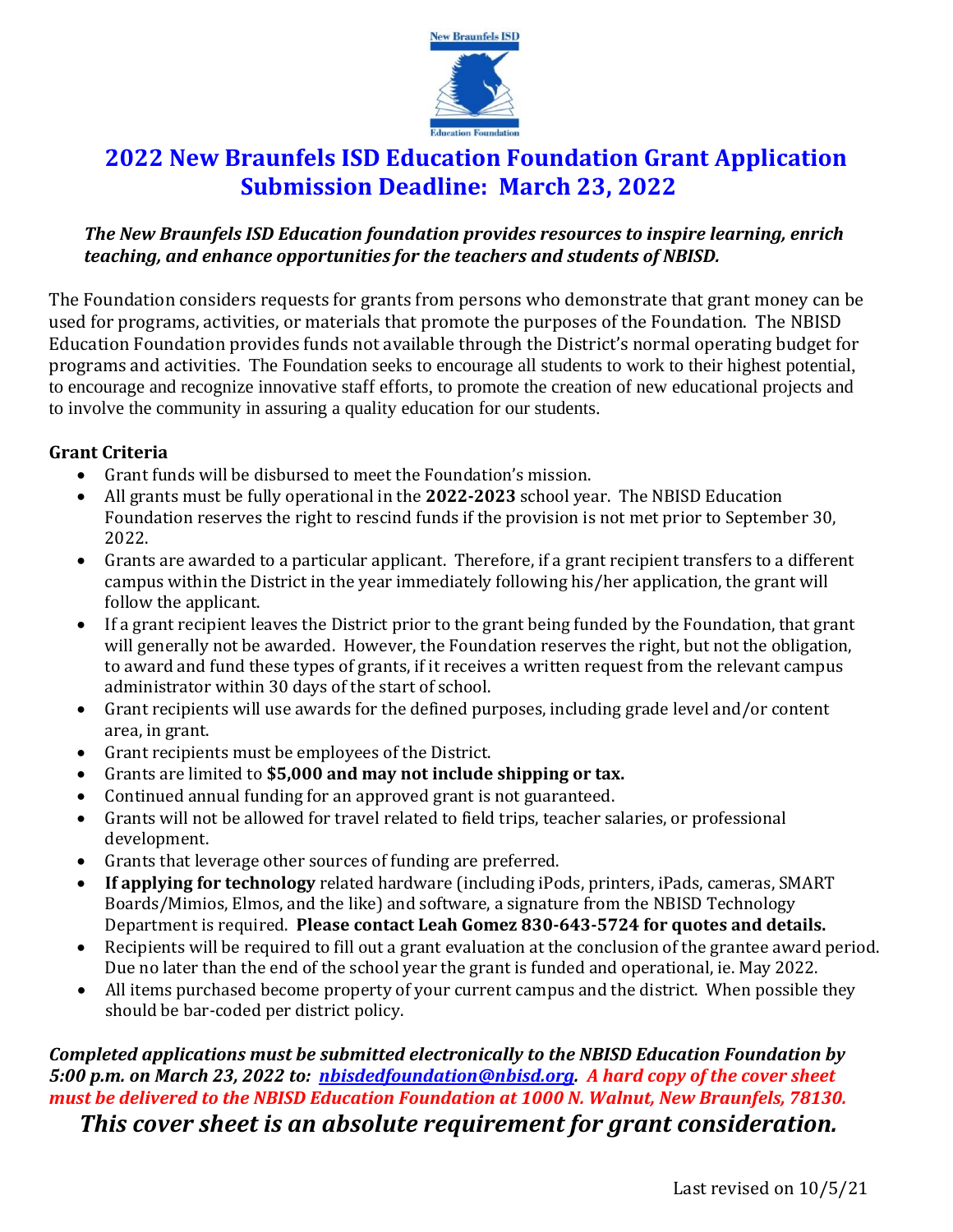# 2022 New Braunfels ISD Education Foundation Grant Application
# Submission Deadline: March 23, 2022

***The New Braunfels ISD Education foundation provides resources to inspire learning, enrich teaching, and enhance opportunities for the teachers and students of NBISD.***

The Foundation considers requests for grants from persons who demonstrate that grant money can be used for programs, activities, or materials that promote the purposes of the Foundation. The NBISD Education Foundation provides funds not available through the District's normal operating budget for programs and activities. The Foundation seeks to encourage all students to work to their highest potential, to encourage and recognize innovative staff efforts, to promote the creation of new educational projects and to involve the community in assuring a quality education for our students.

**Grant Criteria**

- Grant funds will be disbursed to meet the Foundation's mission.
- All grants must be fully operational in the **2022-2023** school year. The NBISD Education Foundation reserves the right to rescind funds if the provision is not met prior to September 30, 2022.
- Grants are awarded to a particular applicant. Therefore, if a grant recipient transfers to a different campus within the District in the year immediately following his/her application, the grant will follow the applicant.
- If a grant recipient leaves the District prior to the grant being funded by the Foundation, that grant will generally not be awarded. However, the Foundation reserves the right, but not the obligation, to award and fund these types of grants, if it receives a written request from the relevant campus administrator within 30 days of the start of school.
- Grant recipients will use awards for the defined purposes, including grade level and/or content area, in grant.
- Grant recipients must be employees of the District.
- Grants are limited to **$5,000 and may not include shipping or tax.**
- Continued annual funding for an approved grant is not guaranteed.
- Grants will not be allowed for travel related to field trips, teacher salaries, or professional development.
- Grants that leverage other sources of funding are preferred.
- **If applying for technology** related hardware (including iPods, printers, iPads, cameras, SMART Boards/Mimios, Elmos, and the like) and software, a signature from the NBISD Technology Department is required. **Please contact Leah Gomez 830-643-5724 for quotes and details.**
- Recipients will be required to fill out a grant evaluation at the conclusion of the grantee award period. Due no later than the end of the school year the grant is funded and operational, ie. May 2022.
- All items purchased become property of your current campus and the district. When possible they should be bar-coded per district policy.

***Completed applications must be submitted electronically to the NBISD Education Foundation by 5:00 p.m. on March 23, 2022 to: [nbisdedfoundation@nbisd.org](mailto:nbisdedfoundation@nbisd.org). A hard copy of the cover sheet must be delivered to the NBISD Education Foundation at 1000 N. Walnut, New Braunfels, 78130.***

***This cover sheet is an absolute requirement for grant consideration.***

Last revised on 10/5/21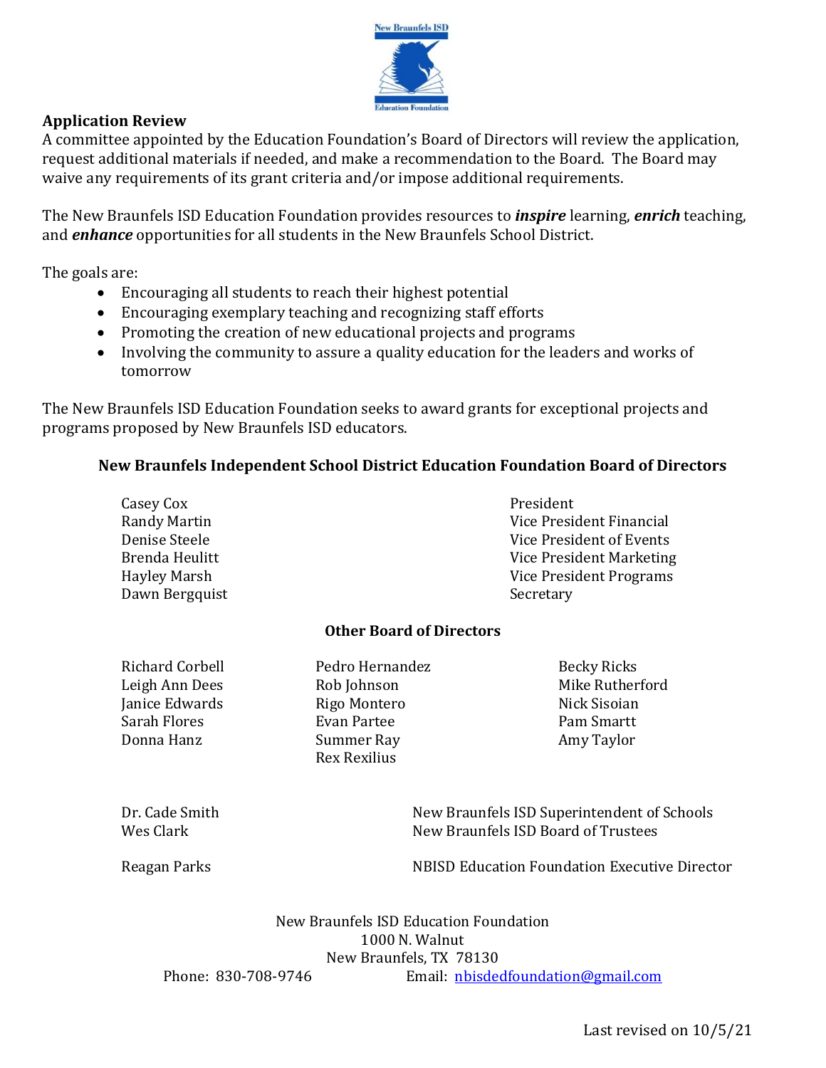## Application Review

A committee appointed by the Education Foundation's Board of Directors will review the application, request additional materials if needed, and make a recommendation to the Board. The Board may waive any requirements of its grant criteria and/or impose additional requirements.

The New Braunfels ISD Education Foundation provides resources to ***inspire*** learning, ***enrich*** teaching, and ***enhance*** opportunities for all students in the New Braunfels School District.

The goals are:

- Encouraging all students to reach their highest potential
- Encouraging exemplary teaching and recognizing staff efforts
- Promoting the creation of new educational projects and programs
- Involving the community to assure a quality education for the leaders and works of tomorrow

The New Braunfels ISD Education Foundation seeks to award grants for exceptional projects and programs proposed by New Braunfels ISD educators.

### New Braunfels Independent School District Education Foundation Board of Directors

| Name | Position |
|---|---|
| Casey Cox | President |
| Randy Martin | Vice President Financial |
| Denise Steele | Vice President of Events |
| Brenda Heulitt | Vice President Marketing |
| Hayley Marsh | Vice President Programs |
| Dawn Bergquist | Secretary |

### Other Board of Directors

| | | |
|---|---|---|
| Richard Corbell | Pedro Hernandez | Becky Ricks |
| Leigh Ann Dees | Rob Johnson | Mike Rutherford |
| Janice Edwards | Rigo Montero | Nick Sisoian |
| Sarah Flores | Evan Partee | Pam Smartt |
| Donna Hanz | Summer Ray | Amy Taylor |
| | Rex Rexilius | |

| Name | Position |
|---|---|
| Dr. Cade Smith | New Braunfels ISD Superintendent of Schools |
| Wes Clark | New Braunfels ISD Board of Trustees |
| Reagan Parks | NBISD Education Foundation Executive Director |

New Braunfels ISD Education Foundation
1000 N. Walnut
New Braunfels, TX 78130
Phone: 830-708-9746 Email: nbisdedfoundation@gmail.com

Last revised on 10/5/21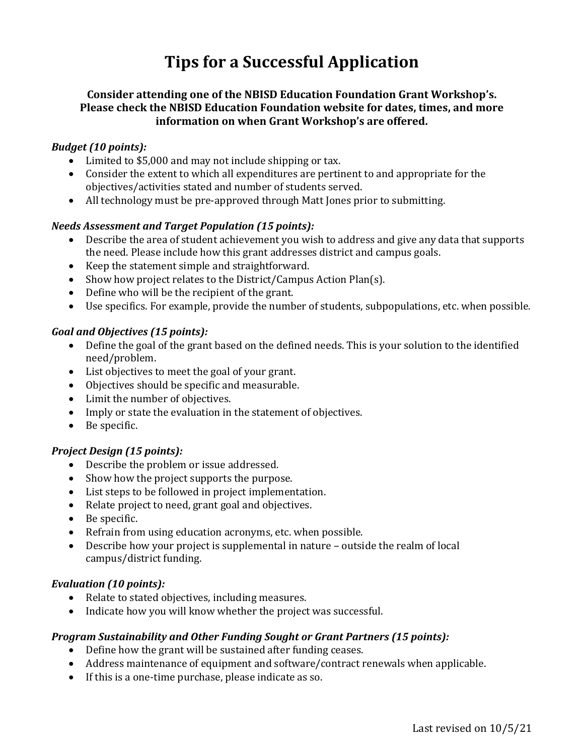# Tips for a Successful Application

**Consider attending one of the NBISD Education Foundation Grant Workshop's. Please check the NBISD Education Foundation website for dates, times, and more information on when Grant Workshop's are offered.**

***Budget (10 points):***

- Limited to $5,000 and may not include shipping or tax.
- Consider the extent to which all expenditures are pertinent to and appropriate for the objectives/activities stated and number of students served.
- All technology must be pre-approved through Matt Jones prior to submitting.

***Needs Assessment and Target Population (15 points):***

- Describe the area of student achievement you wish to address and give any data that supports the need. Please include how this grant addresses district and campus goals.
- Keep the statement simple and straightforward.
- Show how project relates to the District/Campus Action Plan(s).
- Define who will be the recipient of the grant.
- Use specifics. For example, provide the number of students, subpopulations, etc. when possible.

***Goal and Objectives (15 points):***

- Define the goal of the grant based on the defined needs. This is your solution to the identified need/problem.
- List objectives to meet the goal of your grant.
- Objectives should be specific and measurable.
- Limit the number of objectives.
- Imply or state the evaluation in the statement of objectives.
- Be specific.

***Project Design (15 points):***

- Describe the problem or issue addressed.
- Show how the project supports the purpose.
- List steps to be followed in project implementation.
- Relate project to need, grant goal and objectives.
- Be specific.
- Refrain from using education acronyms, etc. when possible.
- Describe how your project is supplemental in nature – outside the realm of local campus/district funding.

***Evaluation (10 points):***

- Relate to stated objectives, including measures.
- Indicate how you will know whether the project was successful.

***Program Sustainability and Other Funding Sought or Grant Partners (15 points):***

- Define how the grant will be sustained after funding ceases.
- Address maintenance of equipment and software/contract renewals when applicable.
- If this is a one-time purchase, please indicate as so.

Last revised on 10/5/21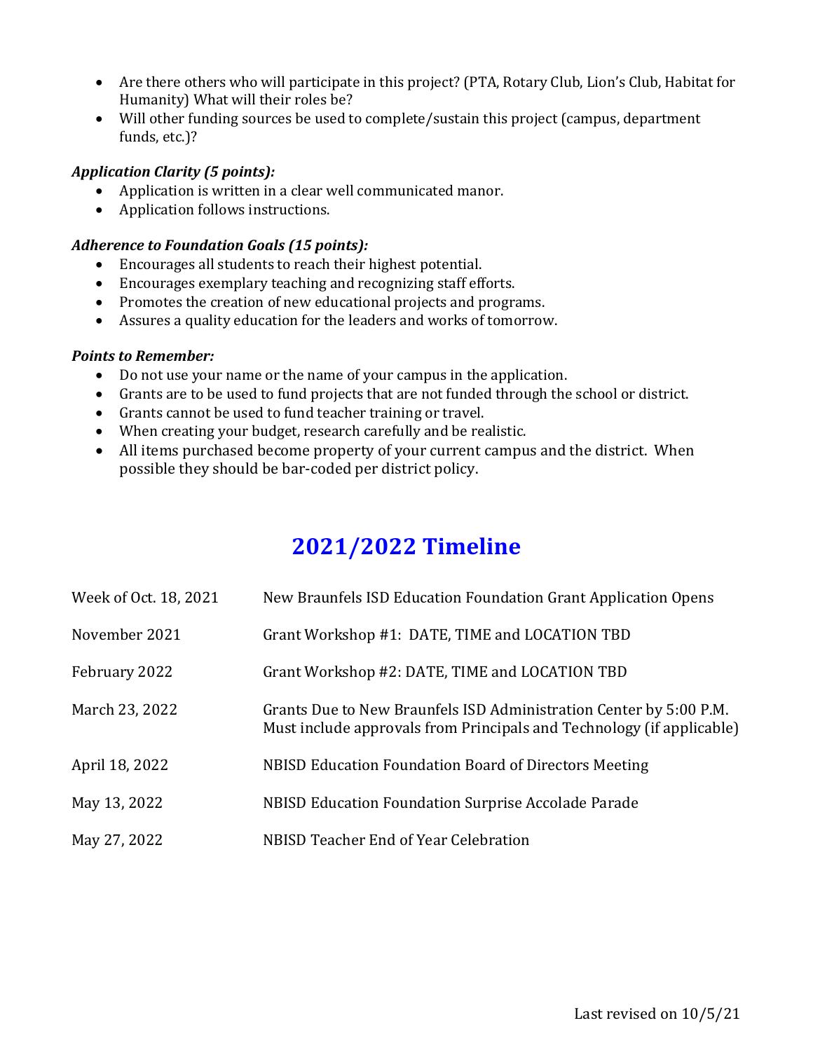- Are there others who will participate in this project? (PTA, Rotary Club, Lion's Club, Habitat for Humanity) What will their roles be?
- Will other funding sources be used to complete/sustain this project (campus, department funds, etc.)?

***Application Clarity (5 points):***

- Application is written in a clear well communicated manor.
- Application follows instructions.

***Adherence to Foundation Goals (15 points):***

- Encourages all students to reach their highest potential.
- Encourages exemplary teaching and recognizing staff efforts.
- Promotes the creation of new educational projects and programs.
- Assures a quality education for the leaders and works of tomorrow.

***Points to Remember:***

- Do not use your name or the name of your campus in the application.
- Grants are to be used to fund projects that are not funded through the school or district.
- Grants cannot be used to fund teacher training or travel.
- When creating your budget, research carefully and be realistic.
- All items purchased become property of your current campus and the district. When possible they should be bar-coded per district policy.

## 2021/2022 Timeline

| | |
|---|---|
| Week of Oct. 18, 2021 | New Braunfels ISD Education Foundation Grant Application Opens |
| November 2021 | Grant Workshop #1: DATE, TIME and LOCATION TBD |
| February 2022 | Grant Workshop #2: DATE, TIME and LOCATION TBD |
| March 23, 2022 | Grants Due to New Braunfels ISD Administration Center by 5:00 P.M. Must include approvals from Principals and Technology (if applicable) |
| April 18, 2022 | NBISD Education Foundation Board of Directors Meeting |
| May 13, 2022 | NBISD Education Foundation Surprise Accolade Parade |
| May 27, 2022 | NBISD Teacher End of Year Celebration |

Last revised on 10/5/21